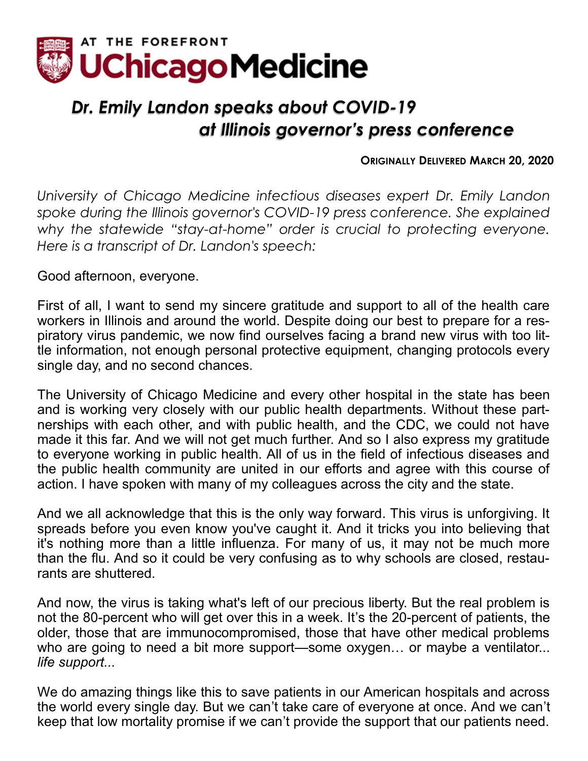AT THE FOREFRONT
UChicago Medicine

# *Dr. Emily Landon speaks about COVID-19 at Illinois governor's press conference*

**Originally Delivered March 20, 2020**

*University of Chicago Medicine infectious diseases expert Dr. Emily Landon spoke during the Illinois governor's COVID-19 press conference. She explained why the statewide "stay-at-home" order is crucial to protecting everyone. Here is a transcript of Dr. Landon's speech:*

Good afternoon, everyone.

First of all, I want to send my sincere gratitude and support to all of the health care workers in Illinois and around the world. Despite doing our best to prepare for a respiratory virus pandemic, we now find ourselves facing a brand new virus with too little information, not enough personal protective equipment, changing protocols every single day, and no second chances.

The University of Chicago Medicine and every other hospital in the state has been and is working very closely with our public health departments. Without these partnerships with each other, and with public health, and the CDC, we could not have made it this far. And we will not get much further. And so I also express my gratitude to everyone working in public health. All of us in the field of infectious diseases and the public health community are united in our efforts and agree with this course of action. I have spoken with many of my colleagues across the city and the state.

And we all acknowledge that this is the only way forward. This virus is unforgiving. It spreads before you even know you've caught it. And it tricks you into believing that it's nothing more than a little influenza. For many of us, it may not be much more than the flu. And so it could be very confusing as to why schools are closed, restaurants are shuttered.

And now, the virus is taking what's left of our precious liberty. But the real problem is not the 80-percent who will get over this in a week. It's the 20-percent of patients, the older, those that are immunocompromised, those that have other medical problems who are going to need a bit more support—some oxygen… or maybe a ventilator... *life support...*

We do amazing things like this to save patients in our American hospitals and across the world every single day. But we can't take care of everyone at once. And we can't keep that low mortality promise if we can't provide the support that our patients need.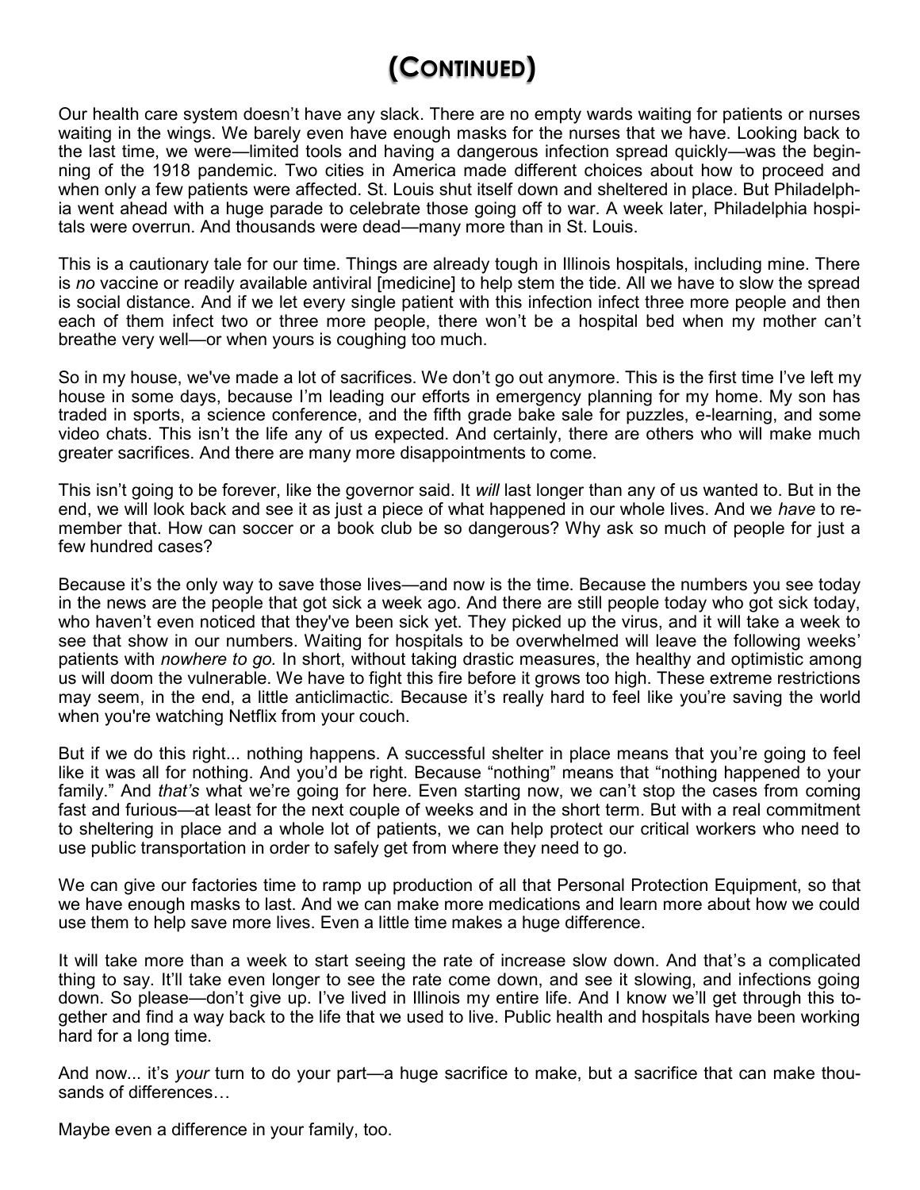# (Continued)

Our health care system doesn't have any slack. There are no empty wards waiting for patients or nurses waiting in the wings. We barely even have enough masks for the nurses that we have. Looking back to the last time, we were—limited tools and having a dangerous infection spread quickly—was the beginning of the 1918 pandemic. Two cities in America made different choices about how to proceed and when only a few patients were affected. St. Louis shut itself down and sheltered in place. But Philadelphia went ahead with a huge parade to celebrate those going off to war. A week later, Philadelphia hospitals were overrun. And thousands were dead—many more than in St. Louis.

This is a cautionary tale for our time. Things are already tough in Illinois hospitals, including mine. There is *no* vaccine or readily available antiviral [medicine] to help stem the tide. All we have to slow the spread is social distance. And if we let every single patient with this infection infect three more people and then each of them infect two or three more people, there won't be a hospital bed when my mother can't breathe very well—or when yours is coughing too much.

So in my house, we've made a lot of sacrifices. We don't go out anymore. This is the first time I've left my house in some days, because I'm leading our efforts in emergency planning for my home. My son has traded in sports, a science conference, and the fifth grade bake sale for puzzles, e-learning, and some video chats. This isn't the life any of us expected. And certainly, there are others who will make much greater sacrifices. And there are many more disappointments to come.

This isn't going to be forever, like the governor said. It *will* last longer than any of us wanted to. But in the end, we will look back and see it as just a piece of what happened in our whole lives. And we *have* to remember that. How can soccer or a book club be so dangerous? Why ask so much of people for just a few hundred cases?

Because it's the only way to save those lives—and now is the time. Because the numbers you see today in the news are the people that got sick a week ago. And there are still people today who got sick today, who haven't even noticed that they've been sick yet. They picked up the virus, and it will take a week to see that show in our numbers. Waiting for hospitals to be overwhelmed will leave the following weeks' patients with *nowhere to go.* In short, without taking drastic measures, the healthy and optimistic among us will doom the vulnerable. We have to fight this fire before it grows too high. These extreme restrictions may seem, in the end, a little anticlimactic. Because it's really hard to feel like you're saving the world when you're watching Netflix from your couch.

But if we do this right... nothing happens. A successful shelter in place means that you're going to feel like it was all for nothing. And you'd be right. Because "nothing" means that "nothing happened to your family." And *that's* what we're going for here. Even starting now, we can't stop the cases from coming fast and furious—at least for the next couple of weeks and in the short term. But with a real commitment to sheltering in place and a whole lot of patients, we can help protect our critical workers who need to use public transportation in order to safely get from where they need to go.

We can give our factories time to ramp up production of all that Personal Protection Equipment, so that we have enough masks to last. And we can make more medications and learn more about how we could use them to help save more lives. Even a little time makes a huge difference.

It will take more than a week to start seeing the rate of increase slow down. And that's a complicated thing to say. It'll take even longer to see the rate come down, and see it slowing, and infections going down. So please—don't give up. I've lived in Illinois my entire life. And I know we'll get through this together and find a way back to the life that we used to live. Public health and hospitals have been working hard for a long time.

And now... it's *your* turn to do your part—a huge sacrifice to make, but a sacrifice that can make thousands of differences…

Maybe even a difference in your family, too.